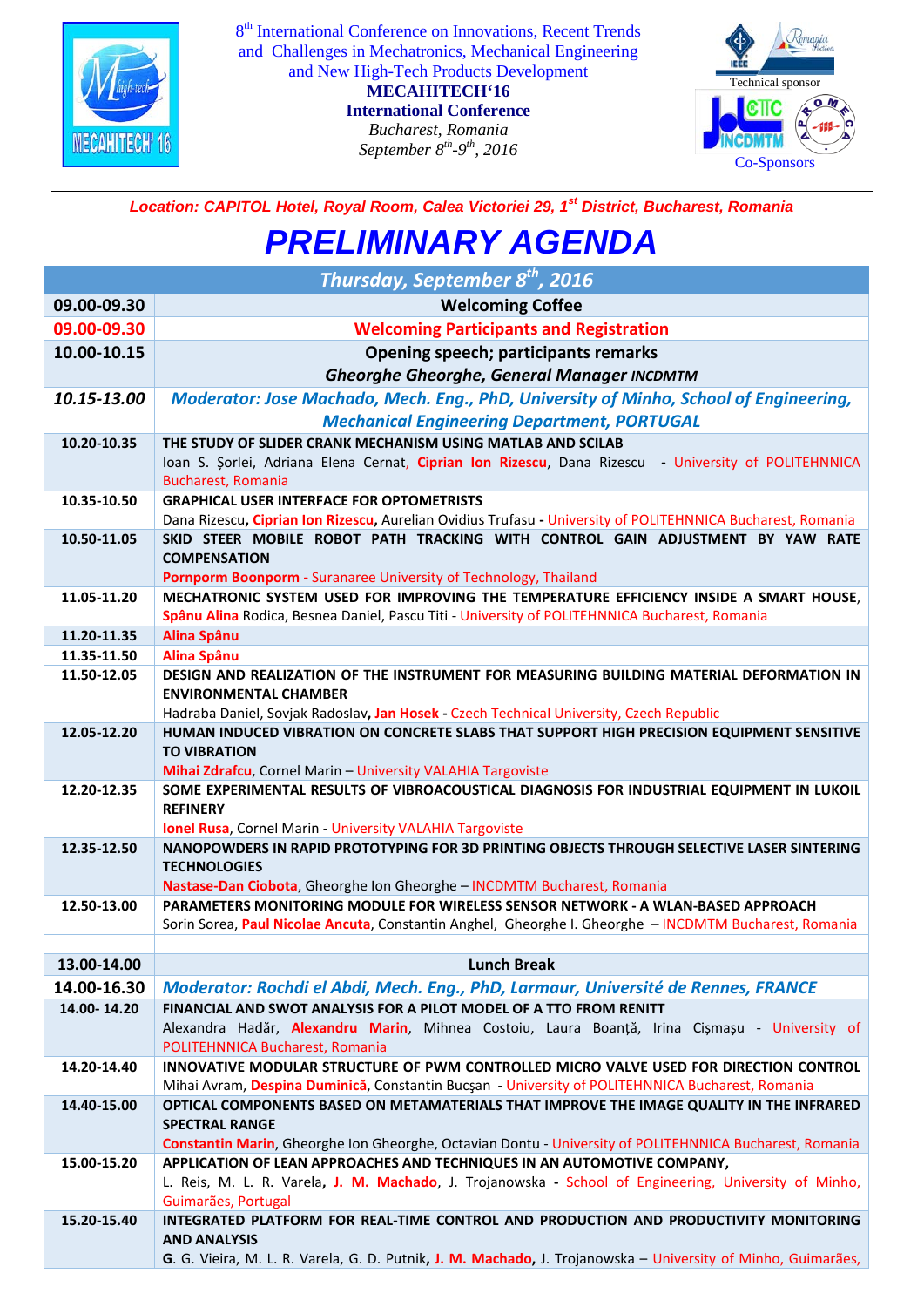8[th] International Conference on Innovations, Recent Trends and Challenges in Mechatronics, Mechanical Engineering and New High-Tech Products Development

**MECAHITECH'16**

**International Conference**

*Bucharest, Romania*

*September 8[th]-9[th], 2016*

Technical sponsor

Co-Sponsors

***Location: CAPITOL Hotel, Royal Room, Calea Victoriei 29, 1[st] District, Bucharest, Romania***

# *PRELIMINARY AGENDA*

| *Thursday, September 8[th], 2016* | |
|---|---|
| **09.00-09.30** | **Welcoming Coffee** |
| **09.00-09.30** | **Welcoming Participants and Registration** |
| **10.00-10.15** | **Opening speech; participants remarks** ***Gheorghe Gheorghe, General Manager INCDMTM*** |
| ***10.15-13.00*** | ***Moderator: Jose Machado, Mech. Eng., PhD, University of Minho, School of Engineering, Mechanical Engineering Department, PORTUGAL*** |
| **10.20-10.35** | **THE STUDY OF SLIDER CRANK MECHANISM USING MATLAB AND SCILAB** Ioan S. Şorlei, Adriana Elena Cernat, **Ciprian Ion Rizescu**, Dana Rizescu - University of POLITEHNNICA Bucharest, Romania |
| **10.35-10.50** | **GRAPHICAL USER INTERFACE FOR OPTOMETRISTS** Dana Rizescu, **Ciprian Ion Rizescu**, Aurelian Ovidius Trufasu - University of POLITEHNNICA Bucharest, Romania |
| **10.50-11.05** | **SKID STEER MOBILE ROBOT PATH TRACKING WITH CONTROL GAIN ADJUSTMENT BY YAW RATE COMPENSATION** **Pornporm Boonporm** - Suranaree University of Technology, Thailand |
| **11.05-11.20** | **MECHATRONIC SYSTEM USED FOR IMPROVING THE TEMPERATURE EFFICIENCY INSIDE A SMART HOUSE**, **Spânu Alina** Rodica, Besnea Daniel, Pascu Titi - University of POLITEHNNICA Bucharest, Romania |
| **11.20-11.35** | **Alina Spânu** |
| **11.35-11.50** | **Alina Spânu** |
| **11.50-12.05** | **DESIGN AND REALIZATION OF THE INSTRUMENT FOR MEASURING BUILDING MATERIAL DEFORMATION IN ENVIRONMENTAL CHAMBER** Hadraba Daniel, Sovjak Radoslav, **Jan Hosek** - Czech Technical University, Czech Republic |
| **12.05-12.20** | **HUMAN INDUCED VIBRATION ON CONCRETE SLABS THAT SUPPORT HIGH PRECISION EQUIPMENT SENSITIVE TO VIBRATION** **Mihai Zdrafcu**, Cornel Marin – University VALAHIA Targoviste |
| **12.20-12.35** | **SOME EXPERIMENTAL RESULTS OF VIBROACOUSTICAL DIAGNOSIS FOR INDUSTRIAL EQUIPMENT IN LUKOIL REFINERY** **Ionel Rusa**, Cornel Marin - University VALAHIA Targoviste |
| **12.35-12.50** | **NANOPOWDERS IN RAPID PROTOTYPING FOR 3D PRINTING OBJECTS THROUGH SELECTIVE LASER SINTERING TECHNOLOGIES** **Nastase-Dan Ciobota**, Gheorghe Ion Gheorghe – INCDMTM Bucharest, Romania |
| **12.50-13.00** | **PARAMETERS MONITORING MODULE FOR WIRELESS SENSOR NETWORK - A WLAN-BASED APPROACH** Sorin Sorea, **Paul Nicolae Ancuta**, Constantin Anghel, Gheorghe I. Gheorghe – INCDMTM Bucharest, Romania |
| | |
| **13.00-14.00** | **Lunch Break** |
| **14.00-16.30** | ***Moderator: Rochdi el Abdi, Mech. Eng., PhD, Larmaur, Université de Rennes, FRANCE*** |
| **14.00- 14.20** | **FINANCIAL AND SWOT ANALYSIS FOR A PILOT MODEL OF A TTO FROM RENITT** Alexandra Hadăr, **Alexandru Marin**, Mihnea Costoiu, Laura Boanță, Irina Cișmașu - University of POLITEHNNICA Bucharest, Romania |
| **14.20-14.40** | **INNOVATIVE MODULAR STRUCTURE OF PWM CONTROLLED MICRO VALVE USED FOR DIRECTION CONTROL** Mihai Avram, **Despina Duminică**, Constantin Bucşan - University of POLITEHNNICA Bucharest, Romania |
| **14.40-15.00** | **OPTICAL COMPONENTS BASED ON METAMATERIALS THAT IMPROVE THE IMAGE QUALITY IN THE INFRARED SPECTRAL RANGE** **Constantin Marin**, Gheorghe Ion Gheorghe, Octavian Dontu - University of POLITEHNNICA Bucharest, Romania |
| **15.00-15.20** | **APPLICATION OF LEAN APPROACHES AND TECHNIQUES IN AN AUTOMOTIVE COMPANY,** L. Reis, M. L. R. Varela, **J. M. Machado**, J. Trojanowska - School of Engineering, University of Minho, Guimarães, Portugal |
| **15.20-15.40** | **INTEGRATED PLATFORM FOR REAL-TIME CONTROL AND PRODUCTION AND PRODUCTIVITY MONITORING AND ANALYSIS** G. G. Vieira, M. L. R. Varela, G. D. Putnik, **J. M. Machado**, J. Trojanowska – University of Minho, Guimarães, |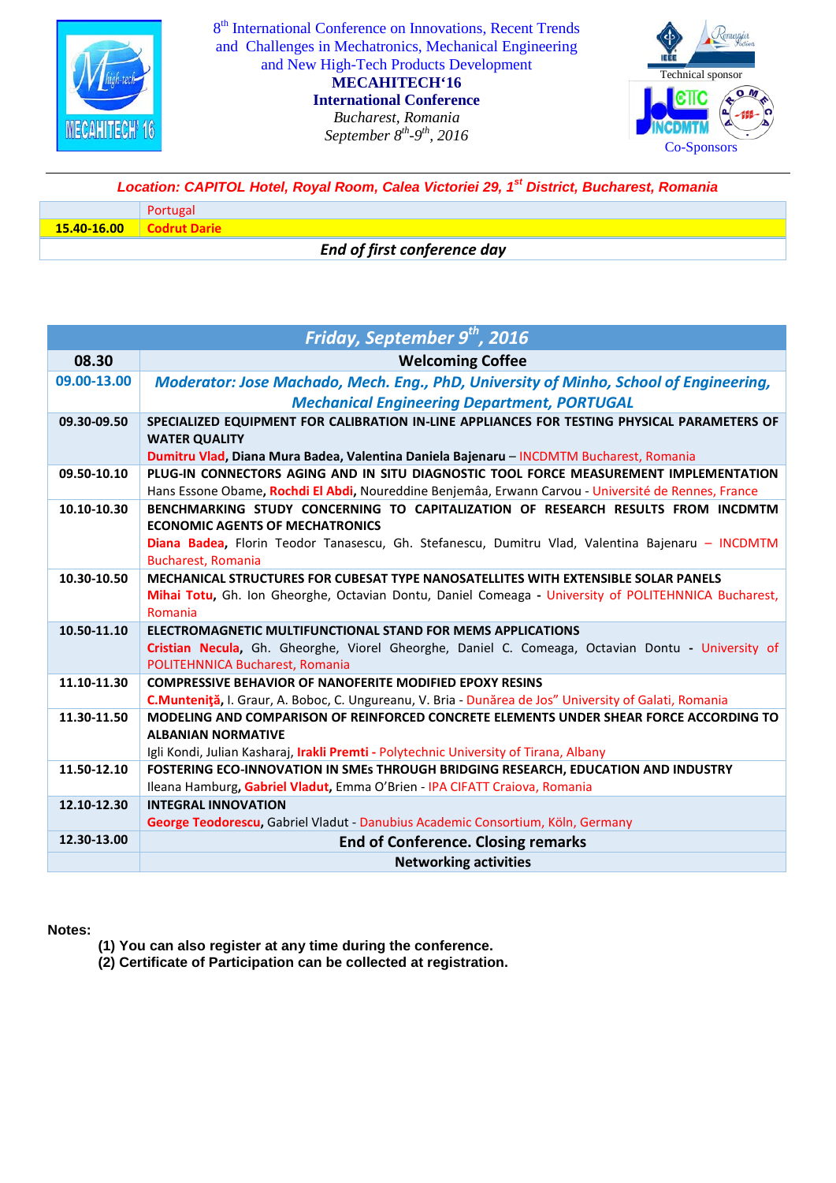8th International Conference on Innovations, Recent Trends and Challenges in Mechatronics, Mechanical Engineering and New High-Tech Products Development

**MECAHITECH'16**

**International Conference**

*Bucharest, Romania*

*September 8th-9th, 2016*

Technical sponsor

Co-Sponsors

***Location: CAPITOL Hotel, Royal Room, Calea Victoriei 29, 1st District, Bucharest, Romania***

| | |
|---|---|
| | Portugal |
| **15.40-16.00** | **Codrut Darie** |
| | ***End of first conference day*** |

| | |
|---|---|
| ***Friday, September 9th, 2016*** | |
| **08.30** | **Welcoming Coffee** |
| **09.00-13.00** | ***Moderator: Jose Machado, Mech. Eng., PhD, University of Minho, School of Engineering, Mechanical Engineering Department, PORTUGAL*** |
| **09.30-09.50** | **SPECIALIZED EQUIPMENT FOR CALIBRATION IN-LINE APPLIANCES FOR TESTING PHYSICAL PARAMETERS OF WATER QUALITY**<br>**Dumitru Vlad, Diana Mura Badea, Valentina Daniela Bajenaru** – INCDMTM Bucharest, Romania |
| **09.50-10.10** | **PLUG-IN CONNECTORS AGING AND IN SITU DIAGNOSTIC TOOL FORCE MEASUREMENT IMPLEMENTATION**<br>Hans Essone Obame, **Rochdi El Abdi,** Noureddine Benjemâa, Erwann Carvou - Université de Rennes, France |
| **10.10-10.30** | **BENCHMARKING STUDY CONCERNING TO CAPITALIZATION OF RESEARCH RESULTS FROM INCDMTM ECONOMIC AGENTS OF MECHATRONICS**<br>**Diana Badea,** Florin Teodor Tanasescu, Gh. Stefanescu, Dumitru Vlad, Valentina Bajenaru – INCDMTM Bucharest, Romania |
| **10.30-10.50** | **MECHANICAL STRUCTURES FOR CUBESAT TYPE NANOSATELLITES WITH EXTENSIBLE SOLAR PANELS**<br>**Mihai Totu,** Gh. Ion Gheorghe, Octavian Dontu, Daniel Comeaga - University of POLITEHNNICA Bucharest, Romania |
| **10.50-11.10** | **ELECTROMAGNETIC MULTIFUNCTIONAL STAND FOR MEMS APPLICATIONS**<br>**Cristian Necula,** Gh. Gheorghe, Viorel Gheorghe, Daniel C. Comeaga, Octavian Dontu - University of POLITEHNNICA Bucharest, Romania |
| **11.10-11.30** | **COMPRESSIVE BEHAVIOR OF NANOFERITE MODIFIED EPOXY RESINS**<br>**C.Munteniţă,** I. Graur, A. Boboc, C. Ungureanu, V. Bria - Dunărea de Jos" University of Galati, Romania |
| **11.30-11.50** | **MODELING AND COMPARISON OF REINFORCED CONCRETE ELEMENTS UNDER SHEAR FORCE ACCORDING TO ALBANIAN NORMATIVE**<br>Igli Kondi, Julian Kasharaj, **Irakli Premti** - Polytechnic University of Tirana, Albany |
| **11.50-12.10** | **FOSTERING ECO-INNOVATION IN SMEs THROUGH BRIDGING RESEARCH, EDUCATION AND INDUSTRY**<br>Ileana Hamburg, **Gabriel Vladut,** Emma O'Brien - IPA CIFATT Craiova, Romania |
| **12.10-12.30** | **INTEGRAL INNOVATION**<br>**George Teodorescu,** Gabriel Vladut - Danubius Academic Consortium, Köln, Germany |
| **12.30-13.00** | **End of Conference. Closing remarks** |
| | **Networking activities** |

**Notes:**

**(1) You can also register at any time during the conference.**
**(2) Certificate of Participation can be collected at registration.**